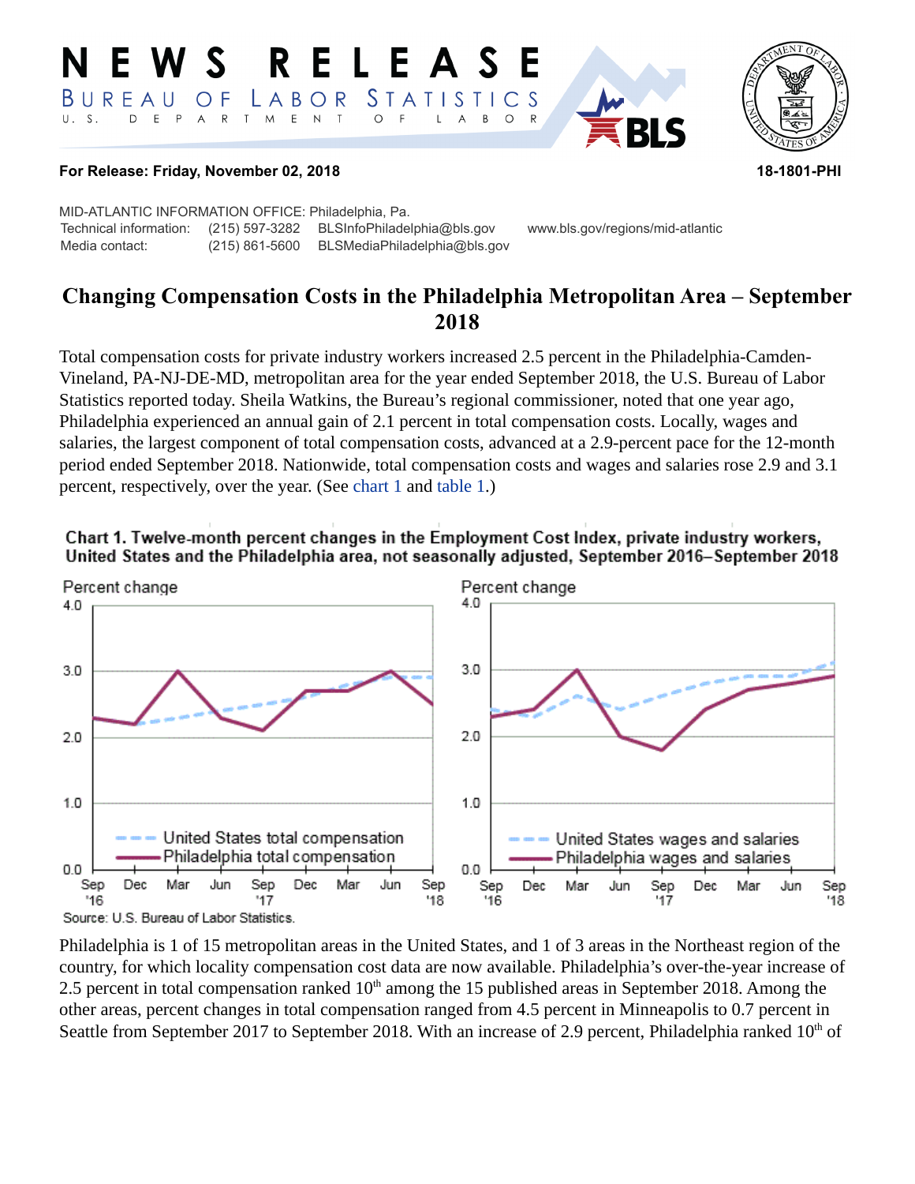# NEWS RELEASE

BUREAU OF LABOR STATISTICS

U. S. DEPARTMENT OF LABOR

**For Release: Friday, November 02, 2018**

**18-1801-PHI**

MID-ATLANTIC INFORMATION OFFICE: Philadelphia, Pa.

Technical information: (215) 597-3282 BLSInfoPhiladelphia@bls.gov www.bls.gov/regions/mid-atlantic

Media contact: (215) 861-5600 BLSMediaPhiladelphia@bls.gov

## Changing Compensation Costs in the Philadelphia Metropolitan Area – September 2018

Total compensation costs for private industry workers increased 2.5 percent in the Philadelphia-Camden-Vineland, PA-NJ-DE-MD, metropolitan area for the year ended September 2018, the U.S. Bureau of Labor Statistics reported today. Sheila Watkins, the Bureau's regional commissioner, noted that one year ago, Philadelphia experienced an annual gain of 2.1 percent in total compensation costs. Locally, wages and salaries, the largest component of total compensation costs, advanced at a 2.9-percent pace for the 12-month period ended September 2018. Nationwide, total compensation costs and wages and salaries rose 2.9 and 3.1 percent, respectively, over the year. (See chart 1 and table 1.)

**Chart 1. Twelve-month percent changes in the Employment Cost Index, private industry workers, United States and the Philadelphia area, not seasonally adjusted, September 2016–September 2018**

Source: U.S. Bureau of Labor Statistics.

Philadelphia is 1 of 15 metropolitan areas in the United States, and 1 of 3 areas in the Northeast region of the country, for which locality compensation cost data are now available. Philadelphia's over-the-year increase of 2.5 percent in total compensation ranked 10th among the 15 published areas in September 2018. Among the other areas, percent changes in total compensation ranged from 4.5 percent in Minneapolis to 0.7 percent in Seattle from September 2017 to September 2018. With an increase of 2.9 percent, Philadelphia ranked 10th of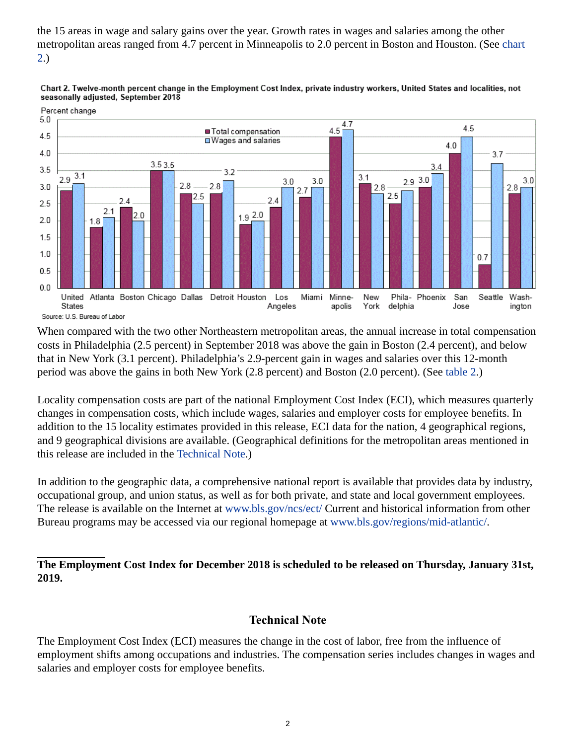the 15 areas in wage and salary gains over the year. Growth rates in wages and salaries among the other metropolitan areas ranged from 4.7 percent in Minneapolis to 2.0 percent in Boston and Houston. (See chart 2.)

**Chart 2. Twelve-month percent change in the Employment Cost Index, private industry workers, United States and localities, not seasonally adjusted, September 2018**

| Area | Total compensation | Wages and salaries |
|---|---|---|
| United States | 2.9 | 3.1 |
| Atlanta | 1.8 | 2.1 |
| Boston | 2.4 | 2.0 |
| Chicago | 3.5 | 3.5 |
| Dallas | 2.8 | 2.5 |
| Detroit | 2.8 | 3.2 |
| Houston | 1.9 | 2.0 |
| Los Angeles | 2.4 | 3.0 |
| Miami | 2.7 | 3.0 |
| Minneapolis | 4.5 | 4.7 |
| New York | 3.1 | 2.8 |
| Philadelphia | 2.5 | 2.9 |
| Phoenix | 3.0 | 3.4 |
| San Jose | 4.0 | 4.5 |
| Seattle | 0.7 | 3.7 |
| Washington | 2.8 | 3.0 |

Source: U.S. Bureau of Labor

When compared with the two other Northeastern metropolitan areas, the annual increase in total compensation costs in Philadelphia (2.5 percent) in September 2018 was above the gain in Boston (2.4 percent), and below that in New York (3.1 percent). Philadelphia's 2.9-percent gain in wages and salaries over this 12-month period was above the gains in both New York (2.8 percent) and Boston (2.0 percent). (See table 2.)

Locality compensation costs are part of the national Employment Cost Index (ECI), which measures quarterly changes in compensation costs, which include wages, salaries and employer costs for employee benefits. In addition to the 15 locality estimates provided in this release, ECI data for the nation, 4 geographical regions, and 9 geographical divisions are available. (Geographical definitions for the metropolitan areas mentioned in this release are included in the Technical Note.)

In addition to the geographic data, a comprehensive national report is available that provides data by industry, occupational group, and union status, as well as for both private, and state and local government employees. The release is available on the Internet at www.bls.gov/ncs/ect/ Current and historical information from other Bureau programs may be accessed via our regional homepage at www.bls.gov/regions/mid-atlantic/.

---

**The Employment Cost Index for December 2018 is scheduled to be released on Thursday, January 31st, 2019.**

## Technical Note

The Employment Cost Index (ECI) measures the change in the cost of labor, free from the influence of employment shifts among occupations and industries. The compensation series includes changes in wages and salaries and employer costs for employee benefits.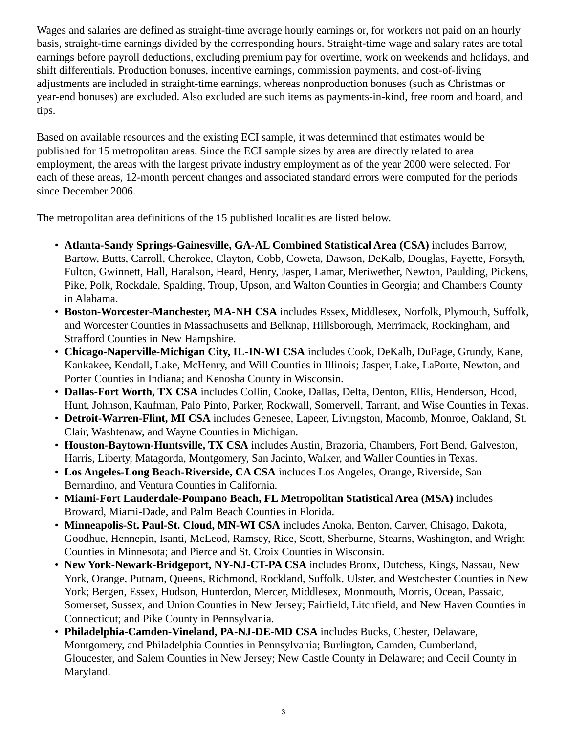Wages and salaries are defined as straight-time average hourly earnings or, for workers not paid on an hourly basis, straight-time earnings divided by the corresponding hours. Straight-time wage and salary rates are total earnings before payroll deductions, excluding premium pay for overtime, work on weekends and holidays, and shift differentials. Production bonuses, incentive earnings, commission payments, and cost-of-living adjustments are included in straight-time earnings, whereas nonproduction bonuses (such as Christmas or year-end bonuses) are excluded. Also excluded are such items as payments-in-kind, free room and board, and tips.

Based on available resources and the existing ECI sample, it was determined that estimates would be published for 15 metropolitan areas. Since the ECI sample sizes by area are directly related to area employment, the areas with the largest private industry employment as of the year 2000 were selected. For each of these areas, 12-month percent changes and associated standard errors were computed for the periods since December 2006.

The metropolitan area definitions of the 15 published localities are listed below.

- **Atlanta-Sandy Springs-Gainesville, GA-AL Combined Statistical Area (CSA)** includes Barrow, Bartow, Butts, Carroll, Cherokee, Clayton, Cobb, Coweta, Dawson, DeKalb, Douglas, Fayette, Forsyth, Fulton, Gwinnett, Hall, Haralson, Heard, Henry, Jasper, Lamar, Meriwether, Newton, Paulding, Pickens, Pike, Polk, Rockdale, Spalding, Troup, Upson, and Walton Counties in Georgia; and Chambers County in Alabama.
- **Boston-Worcester-Manchester, MA-NH CSA** includes Essex, Middlesex, Norfolk, Plymouth, Suffolk, and Worcester Counties in Massachusetts and Belknap, Hillsborough, Merrimack, Rockingham, and Strafford Counties in New Hampshire.
- **Chicago-Naperville-Michigan City, IL-IN-WI CSA** includes Cook, DeKalb, DuPage, Grundy, Kane, Kankakee, Kendall, Lake, McHenry, and Will Counties in Illinois; Jasper, Lake, LaPorte, Newton, and Porter Counties in Indiana; and Kenosha County in Wisconsin.
- **Dallas-Fort Worth, TX CSA** includes Collin, Cooke, Dallas, Delta, Denton, Ellis, Henderson, Hood, Hunt, Johnson, Kaufman, Palo Pinto, Parker, Rockwall, Somervell, Tarrant, and Wise Counties in Texas.
- **Detroit-Warren-Flint, MI CSA** includes Genesee, Lapeer, Livingston, Macomb, Monroe, Oakland, St. Clair, Washtenaw, and Wayne Counties in Michigan.
- **Houston-Baytown-Huntsville, TX CSA** includes Austin, Brazoria, Chambers, Fort Bend, Galveston, Harris, Liberty, Matagorda, Montgomery, San Jacinto, Walker, and Waller Counties in Texas.
- **Los Angeles-Long Beach-Riverside, CA CSA** includes Los Angeles, Orange, Riverside, San Bernardino, and Ventura Counties in California.
- **Miami-Fort Lauderdale-Pompano Beach, FL Metropolitan Statistical Area (MSA)** includes Broward, Miami-Dade, and Palm Beach Counties in Florida.
- **Minneapolis-St. Paul-St. Cloud, MN-WI CSA** includes Anoka, Benton, Carver, Chisago, Dakota, Goodhue, Hennepin, Isanti, McLeod, Ramsey, Rice, Scott, Sherburne, Stearns, Washington, and Wright Counties in Minnesota; and Pierce and St. Croix Counties in Wisconsin.
- **New York-Newark-Bridgeport, NY-NJ-CT-PA CSA** includes Bronx, Dutchess, Kings, Nassau, New York, Orange, Putnam, Queens, Richmond, Rockland, Suffolk, Ulster, and Westchester Counties in New York; Bergen, Essex, Hudson, Hunterdon, Mercer, Middlesex, Monmouth, Morris, Ocean, Passaic, Somerset, Sussex, and Union Counties in New Jersey; Fairfield, Litchfield, and New Haven Counties in Connecticut; and Pike County in Pennsylvania.
- **Philadelphia-Camden-Vineland, PA-NJ-DE-MD CSA** includes Bucks, Chester, Delaware, Montgomery, and Philadelphia Counties in Pennsylvania; Burlington, Camden, Cumberland, Gloucester, and Salem Counties in New Jersey; New Castle County in Delaware; and Cecil County in Maryland.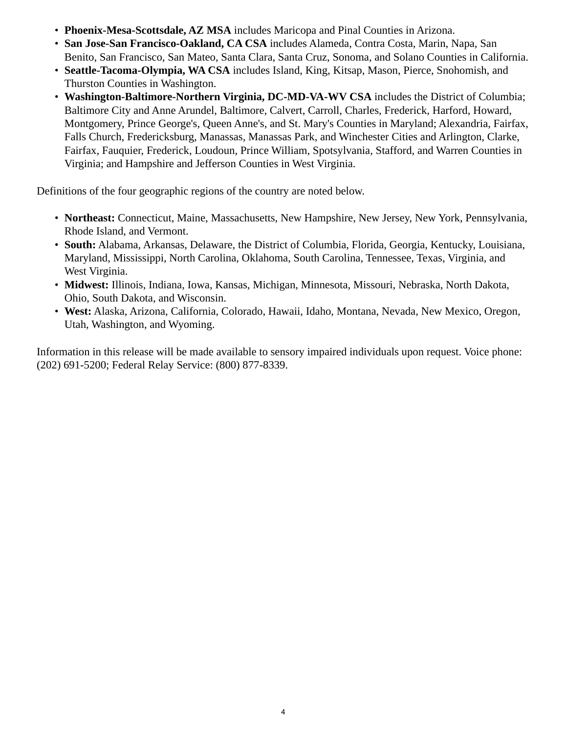- **Phoenix-Mesa-Scottsdale, AZ MSA** includes Maricopa and Pinal Counties in Arizona.
- **San Jose-San Francisco-Oakland, CA CSA** includes Alameda, Contra Costa, Marin, Napa, San Benito, San Francisco, San Mateo, Santa Clara, Santa Cruz, Sonoma, and Solano Counties in California.
- **Seattle-Tacoma-Olympia, WA CSA** includes Island, King, Kitsap, Mason, Pierce, Snohomish, and Thurston Counties in Washington.
- **Washington-Baltimore-Northern Virginia, DC-MD-VA-WV CSA** includes the District of Columbia; Baltimore City and Anne Arundel, Baltimore, Calvert, Carroll, Charles, Frederick, Harford, Howard, Montgomery, Prince George's, Queen Anne's, and St. Mary's Counties in Maryland; Alexandria, Fairfax, Falls Church, Fredericksburg, Manassas, Manassas Park, and Winchester Cities and Arlington, Clarke, Fairfax, Fauquier, Frederick, Loudoun, Prince William, Spotsylvania, Stafford, and Warren Counties in Virginia; and Hampshire and Jefferson Counties in West Virginia.

Definitions of the four geographic regions of the country are noted below.

- **Northeast:** Connecticut, Maine, Massachusetts, New Hampshire, New Jersey, New York, Pennsylvania, Rhode Island, and Vermont.
- **South:** Alabama, Arkansas, Delaware, the District of Columbia, Florida, Georgia, Kentucky, Louisiana, Maryland, Mississippi, North Carolina, Oklahoma, South Carolina, Tennessee, Texas, Virginia, and West Virginia.
- **Midwest:** Illinois, Indiana, Iowa, Kansas, Michigan, Minnesota, Missouri, Nebraska, North Dakota, Ohio, South Dakota, and Wisconsin.
- **West:** Alaska, Arizona, California, Colorado, Hawaii, Idaho, Montana, Nevada, New Mexico, Oregon, Utah, Washington, and Wyoming.

Information in this release will be made available to sensory impaired individuals upon request. Voice phone: (202) 691-5200; Federal Relay Service: (800) 877-8339.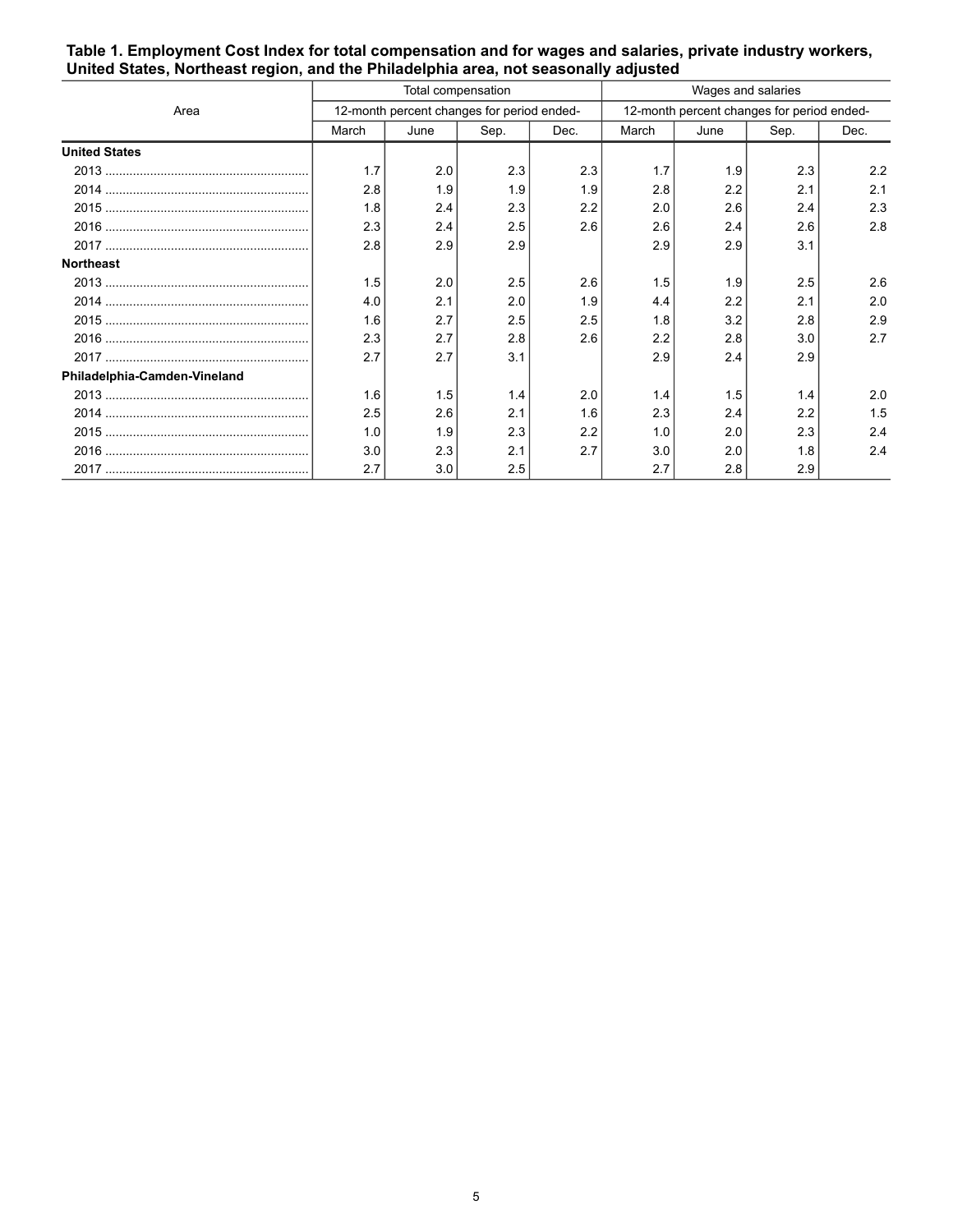**Table 1. Employment Cost Index for total compensation and for wages and salaries, private industry workers, United States, Northeast region, and the Philadelphia area, not seasonally adjusted**

| Area | Total compensation | | | | Wages and salaries | | | |
|---|---|---|---|---|---|---|---|---|
| | 12-month percent changes for period ended- | | | | 12-month percent changes for period ended- | | | |
| | March | June | Sep. | Dec. | March | June | Sep. | Dec. |
| **United States** | | | | | | | | |
| 2013 | 1.7 | 2.0 | 2.3 | 2.3 | 1.7 | 1.9 | 2.3 | 2.2 |
| 2014 | 2.8 | 1.9 | 1.9 | 1.9 | 2.8 | 2.2 | 2.1 | 2.1 |
| 2015 | 1.8 | 2.4 | 2.3 | 2.2 | 2.0 | 2.6 | 2.4 | 2.3 |
| 2016 | 2.3 | 2.4 | 2.5 | 2.6 | 2.6 | 2.4 | 2.6 | 2.8 |
| 2017 | 2.8 | 2.9 | 2.9 | | 2.9 | 2.9 | 3.1 | |
| **Northeast** | | | | | | | | |
| 2013 | 1.5 | 2.0 | 2.5 | 2.6 | 1.5 | 1.9 | 2.5 | 2.6 |
| 2014 | 4.0 | 2.1 | 2.0 | 1.9 | 4.4 | 2.2 | 2.1 | 2.0 |
| 2015 | 1.6 | 2.7 | 2.5 | 2.5 | 1.8 | 3.2 | 2.8 | 2.9 |
| 2016 | 2.3 | 2.7 | 2.8 | 2.6 | 2.2 | 2.8 | 3.0 | 2.7 |
| 2017 | 2.7 | 2.7 | 3.1 | | 2.9 | 2.4 | 2.9 | |
| **Philadelphia-Camden-Vineland** | | | | | | | | |
| 2013 | 1.6 | 1.5 | 1.4 | 2.0 | 1.4 | 1.5 | 1.4 | 2.0 |
| 2014 | 2.5 | 2.6 | 2.1 | 1.6 | 2.3 | 2.4 | 2.2 | 1.5 |
| 2015 | 1.0 | 1.9 | 2.3 | 2.2 | 1.0 | 2.0 | 2.3 | 2.4 |
| 2016 | 3.0 | 2.3 | 2.1 | 2.7 | 3.0 | 2.0 | 1.8 | 2.4 |
| 2017 | 2.7 | 3.0 | 2.5 | | 2.7 | 2.8 | 2.9 | |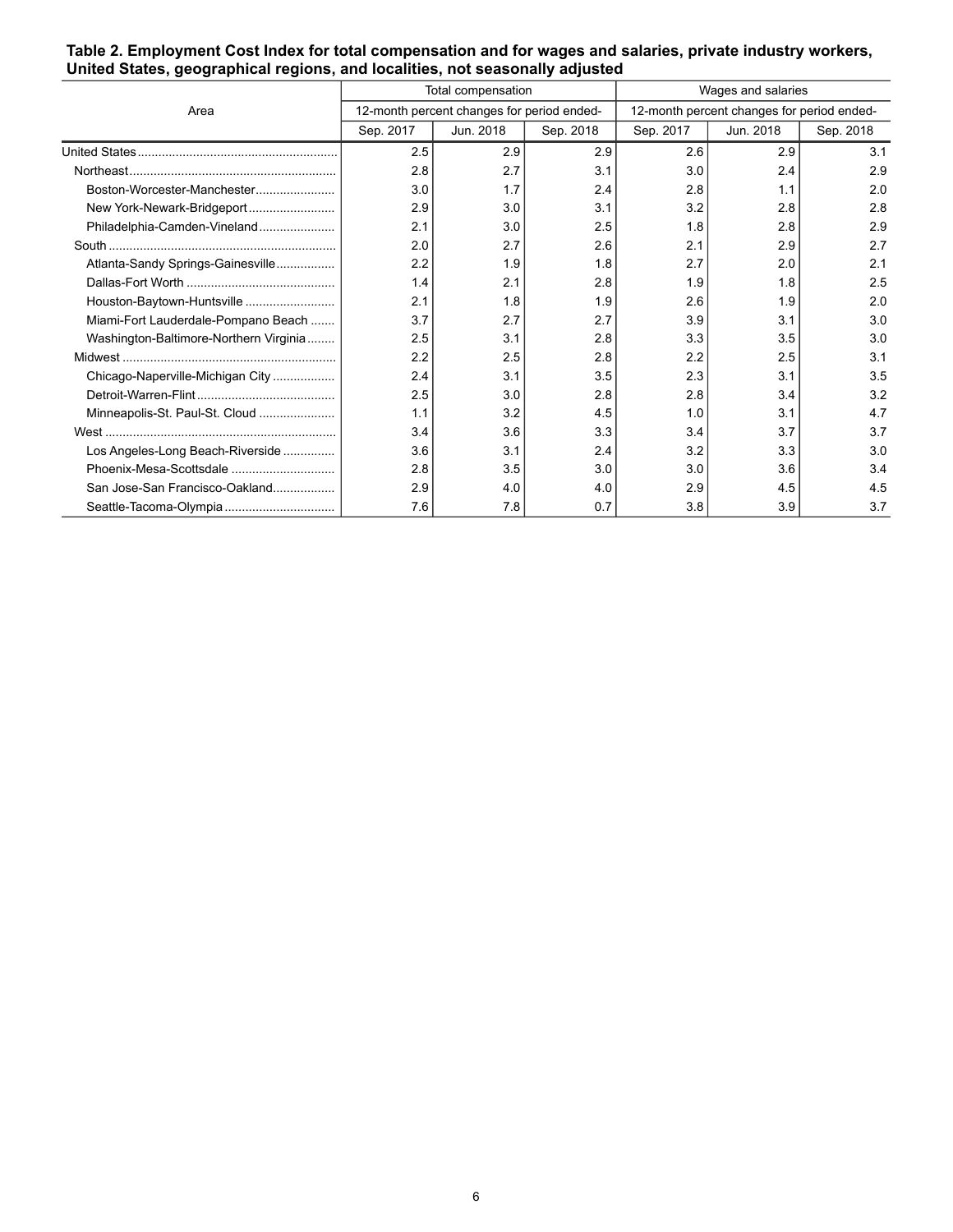**Table 2. Employment Cost Index for total compensation and for wages and salaries, private industry workers, United States, geographical regions, and localities, not seasonally adjusted**

| Area | Total compensation | | | Wages and salaries | | |
|---|---|---|---|---|---|---|
| | 12-month percent changes for period ended- | | | 12-month percent changes for period ended- | | |
| | Sep. 2017 | Jun. 2018 | Sep. 2018 | Sep. 2017 | Jun. 2018 | Sep. 2018 |
| United States | 2.5 | 2.9 | 2.9 | 2.6 | 2.9 | 3.1 |
| Northeast | 2.8 | 2.7 | 3.1 | 3.0 | 2.4 | 2.9 |
| Boston-Worcester-Manchester | 3.0 | 1.7 | 2.4 | 2.8 | 1.1 | 2.0 |
| New York-Newark-Bridgeport | 2.9 | 3.0 | 3.1 | 3.2 | 2.8 | 2.8 |
| Philadelphia-Camden-Vineland | 2.1 | 3.0 | 2.5 | 1.8 | 2.8 | 2.9 |
| South | 2.0 | 2.7 | 2.6 | 2.1 | 2.9 | 2.7 |
| Atlanta-Sandy Springs-Gainesville | 2.2 | 1.9 | 1.8 | 2.7 | 2.0 | 2.1 |
| Dallas-Fort Worth | 1.4 | 2.1 | 2.8 | 1.9 | 1.8 | 2.5 |
| Houston-Baytown-Huntsville | 2.1 | 1.8 | 1.9 | 2.6 | 1.9 | 2.0 |
| Miami-Fort Lauderdale-Pompano Beach | 3.7 | 2.7 | 2.7 | 3.9 | 3.1 | 3.0 |
| Washington-Baltimore-Northern Virginia | 2.5 | 3.1 | 2.8 | 3.3 | 3.5 | 3.0 |
| Midwest | 2.2 | 2.5 | 2.8 | 2.2 | 2.5 | 3.1 |
| Chicago-Naperville-Michigan City | 2.4 | 3.1 | 3.5 | 2.3 | 3.1 | 3.5 |
| Detroit-Warren-Flint | 2.5 | 3.0 | 2.8 | 2.8 | 3.4 | 3.2 |
| Minneapolis-St. Paul-St. Cloud | 1.1 | 3.2 | 4.5 | 1.0 | 3.1 | 4.7 |
| West | 3.4 | 3.6 | 3.3 | 3.4 | 3.7 | 3.7 |
| Los Angeles-Long Beach-Riverside | 3.6 | 3.1 | 2.4 | 3.2 | 3.3 | 3.0 |
| Phoenix-Mesa-Scottsdale | 2.8 | 3.5 | 3.0 | 3.0 | 3.6 | 3.4 |
| San Jose-San Francisco-Oakland | 2.9 | 4.0 | 4.0 | 2.9 | 4.5 | 4.5 |
| Seattle-Tacoma-Olympia | 7.6 | 7.8 | 0.7 | 3.8 | 3.9 | 3.7 |